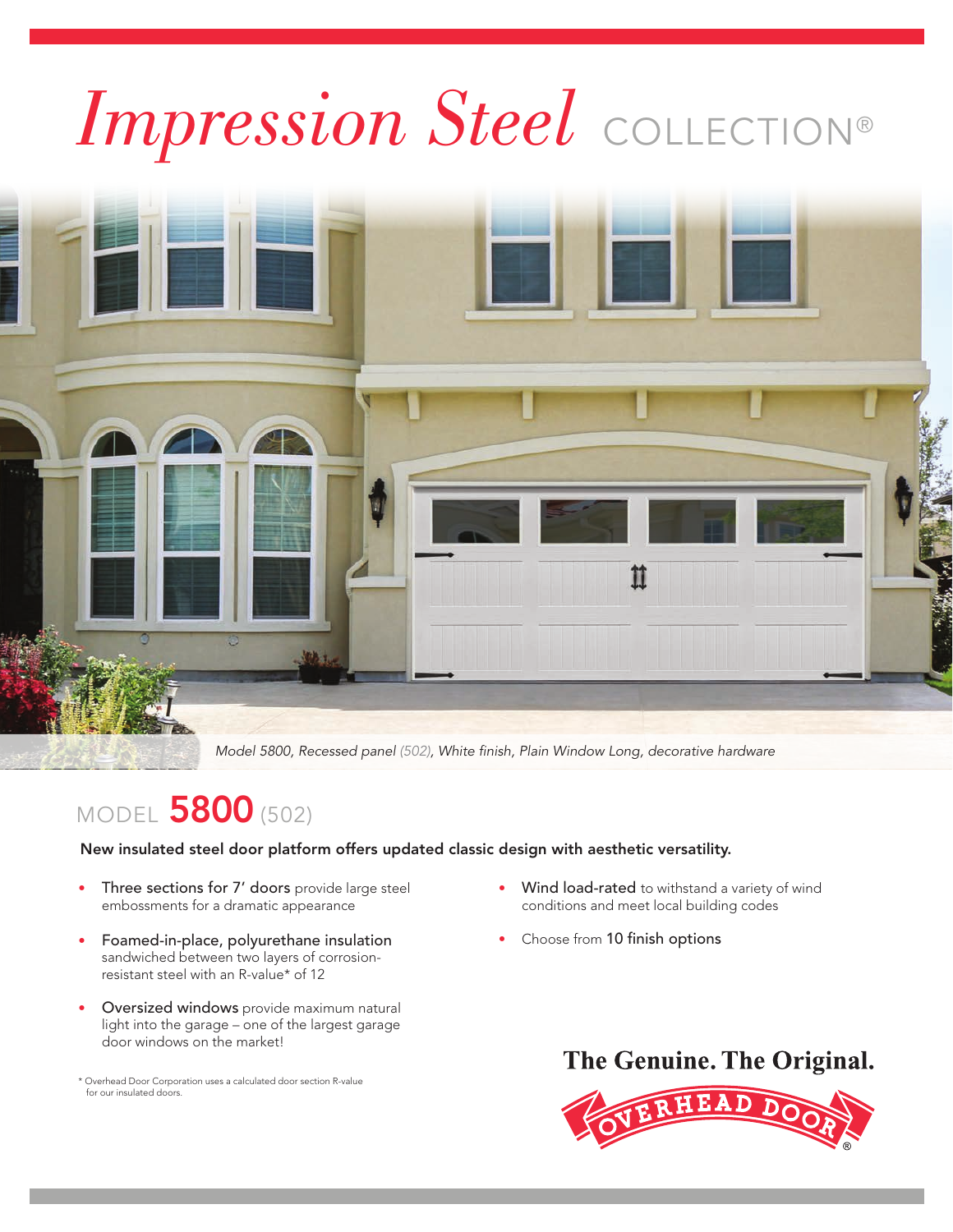# *Impression Steel* COLLECTION®

*Model 5800, Recessed panel (502), White finish, Plain Window Long, decorative hardware*

## MODEL **5800** (502)

**New insulated steel door platform offers updated classic design with aesthetic versatility.**

- **Three sections for 7' doors** provide large steel embossments for a dramatic appearance
- **Foamed-in-place, polyurethane insulation** sandwiched between two layers of corrosion-resistant steel with an R-value* of 12
- **Oversized windows** provide maximum natural light into the garage – one of the largest garage door windows on the market!
- **Wind load-rated** to withstand a variety of wind conditions and meet local building codes
- Choose from **10 finish options**

\* Overhead Door Corporation uses a calculated door section R-value for our insulated doors.

**The Genuine. The Original.**

OVERHEAD DOOR®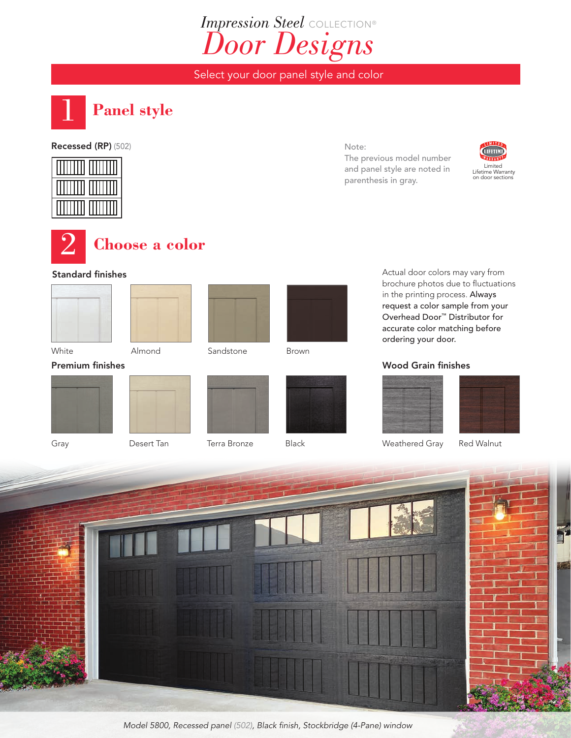# *Impression Steel* COLLECTION® *Door Designs*

Select your door panel style and color

## 1 Panel style

**Recessed (RP)** (502)

Note:
The previous model number and panel style are noted in parenthesis in gray.

Limited Lifetime Warranty on door sections

## 2 Choose a color

### Standard finishes

White

Almond

Sandstone

Brown

Actual door colors may vary from brochure photos due to fluctuations in the printing process. **Always request a color sample from your Overhead Door™ Distributor for accurate color matching before ordering your door.**

### Premium finishes

Gray

Desert Tan

Terra Bronze

Black

### Wood Grain finishes

Weathered Gray

Red Walnut

*Model 5800, Recessed panel (502), Black finish, Stockbridge (4-Pane) window*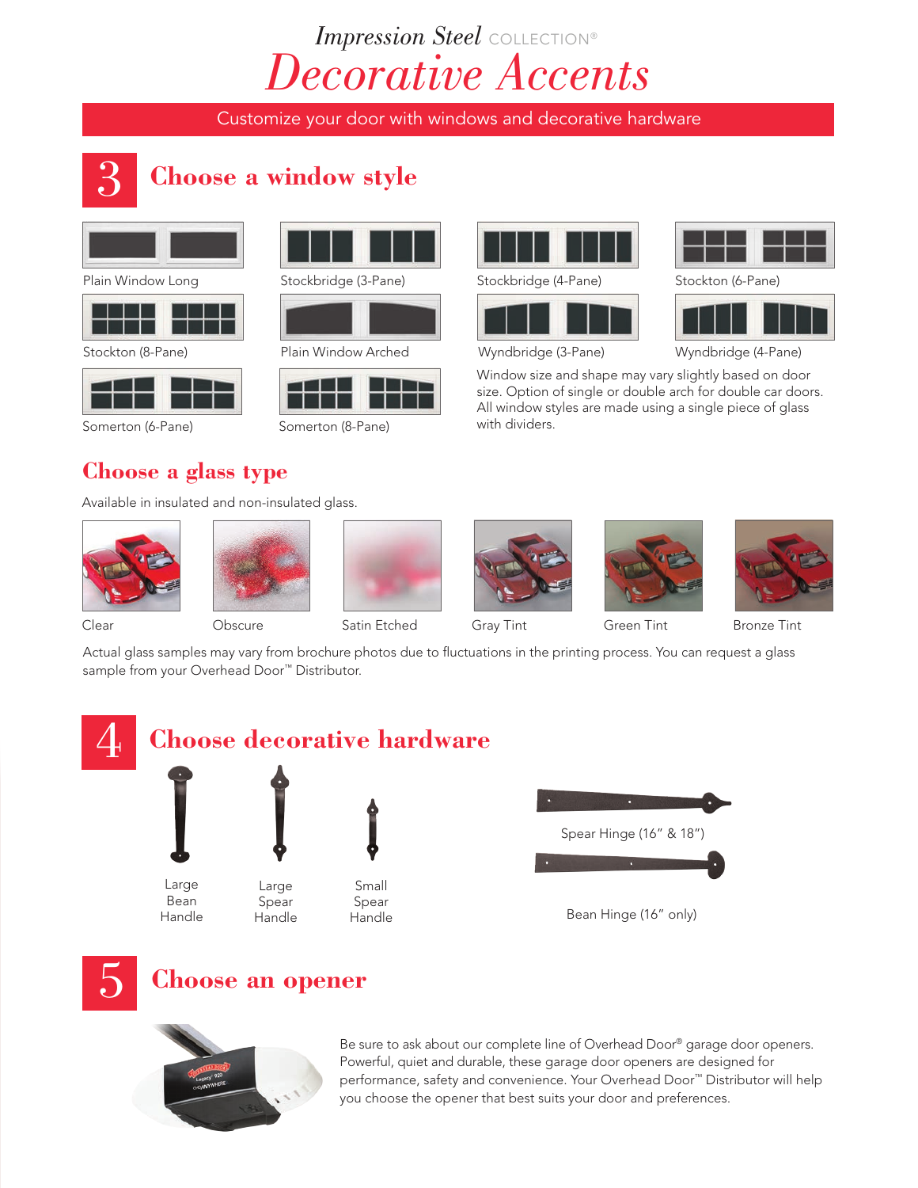*Impression Steel* COLLECTION®

# *Decorative Accents*

Customize your door with windows and decorative hardware

## 3 Choose a window style

Plain Window Long

Stockbridge (3-Pane)

Stockbridge (4-Pane)

Stockton (6-Pane)

Stockton (8-Pane)

Plain Window Arched

Wyndbridge (3-Pane)

Wyndbridge (4-Pane)

Somerton (6-Pane)

Somerton (8-Pane)

Window size and shape may vary slightly based on door size. Option of single or double arch for double car doors. All window styles are made using a single piece of glass with dividers.

## Choose a glass type

Available in insulated and non-insulated glass.

Clear

Obscure

Satin Etched

Gray Tint

Green Tint

Bronze Tint

Actual glass samples may vary from brochure photos due to fluctuations in the printing process. You can request a glass sample from your Overhead Door™ Distributor.

## 4 Choose decorative hardware

Large Bean Handle

Large Spear Handle

Small Spear Handle

Spear Hinge (16" & 18")

Bean Hinge (16" only)

## 5 Choose an opener

Be sure to ask about our complete line of Overhead Door® garage door openers. Powerful, quiet and durable, these garage door openers are designed for performance, safety and convenience. Your Overhead Door™ Distributor will help you choose the opener that best suits your door and preferences.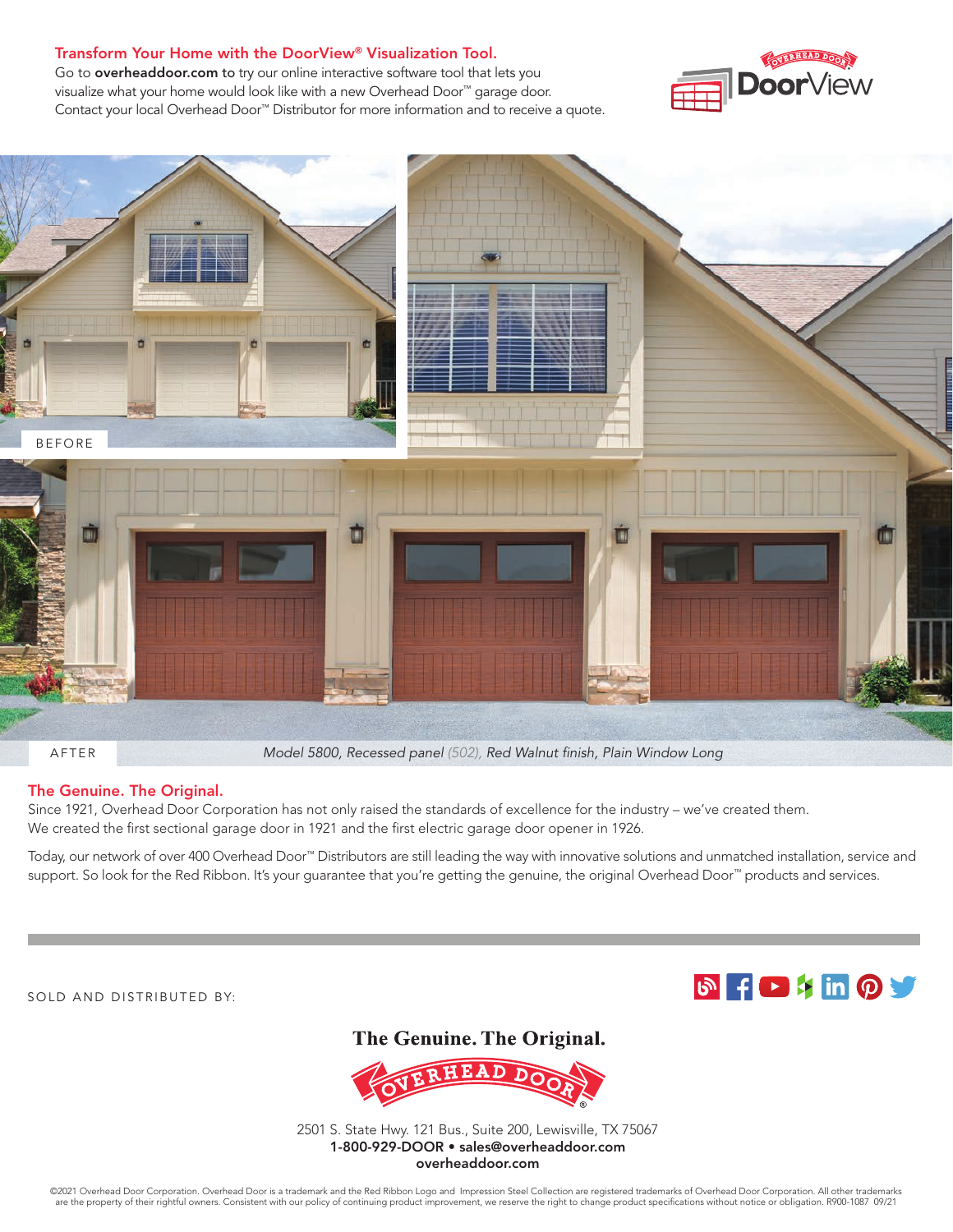## Transform Your Home with the DoorView® Visualization Tool.

Go to **overheaddoor.com** to try our online interactive software tool that lets you visualize what your home would look like with a new Overhead Door™ garage door. Contact your local Overhead Door™ Distributor for more information and to receive a quote.

BEFORE

AFTER

*Model 5800, Recessed panel (502), Red Walnut finish, Plain Window Long*

## The Genuine. The Original.

Since 1921, Overhead Door Corporation has not only raised the standards of excellence for the industry – we've created them. We created the first sectional garage door in 1921 and the first electric garage door opener in 1926.

Today, our network of over 400 Overhead Door™ Distributors are still leading the way with innovative solutions and unmatched installation, service and support. So look for the Red Ribbon. It's your guarantee that you're getting the genuine, the original Overhead Door™ products and services.

SOLD AND DISTRIBUTED BY:

**The Genuine. The Original.**

2501 S. State Hwy. 121 Bus., Suite 200, Lewisville, TX 75067
**1-800-929-DOOR • sales@overheaddoor.com**
**overheaddoor.com**

©2021 Overhead Door Corporation. Overhead Door is a trademark and the Red Ribbon Logo and Impression Steel Collection are registered trademarks of Overhead Door Corporation. All other trademarks are the property of their rightful owners. Consistent with our policy of continuing product improvement, we reserve the right to change product specifications without notice or obligation. R900-1087 09/21